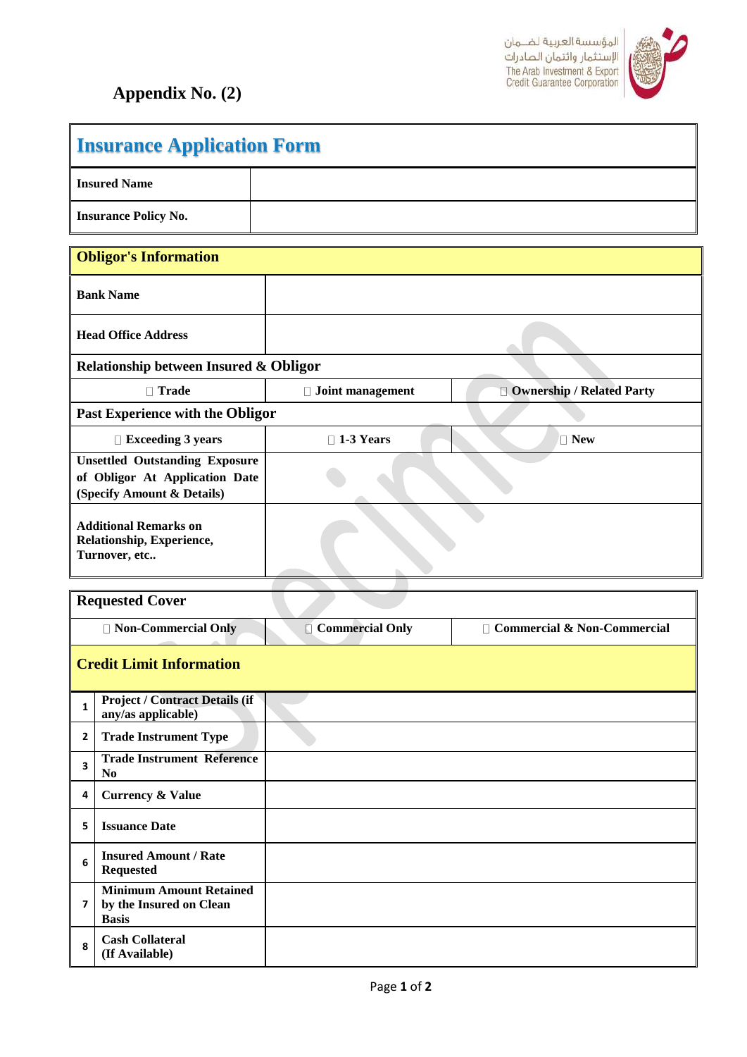## Appendix No. (2)

| **Insurance Application Form** | |
|---|---|
| **Insured Name** | |
| **Insurance Policy No.** | |

| **Obligor's Information** | | |
|---|---|---|
| **Bank Name** | | |
| **Head Office Address** | | |
| **Relationship between Insured & Obligor** | | |
| ☐ **Trade** | ☐ **Joint management** | ☐ **Ownership / Related Party** |
| **Past Experience with the Obligor** | | |
| ☐ **Exceeding 3 years** | ☐ **1-3 Years** | ☐ **New** |
| **Unsettled Outstanding Exposure of Obligor At Application Date (Specify Amount & Details)** | | |
| **Additional Remarks on Relationship, Experience, Turnover, etc..** | | |

| **Requested Cover** | | |
|---|---|---|
| ☐ **Non-Commercial Only** | ☐ **Commercial Only** | ☐ **Commercial & Non-Commercial** |

**Credit Limit Information**

| | | |
|---|---|---|
| 1 | **Project / Contract Details (if any/as applicable)** | |
| 2 | **Trade Instrument Type** | |
| 3 | **Trade Instrument Reference No** | |
| 4 | **Currency & Value** | |
| 5 | **Issuance Date** | |
| 6 | **Insured Amount / Rate Requested** | |
| 7 | **Minimum Amount Retained by the Insured on Clean Basis** | |
| 8 | **Cash Collateral (If Available)** | |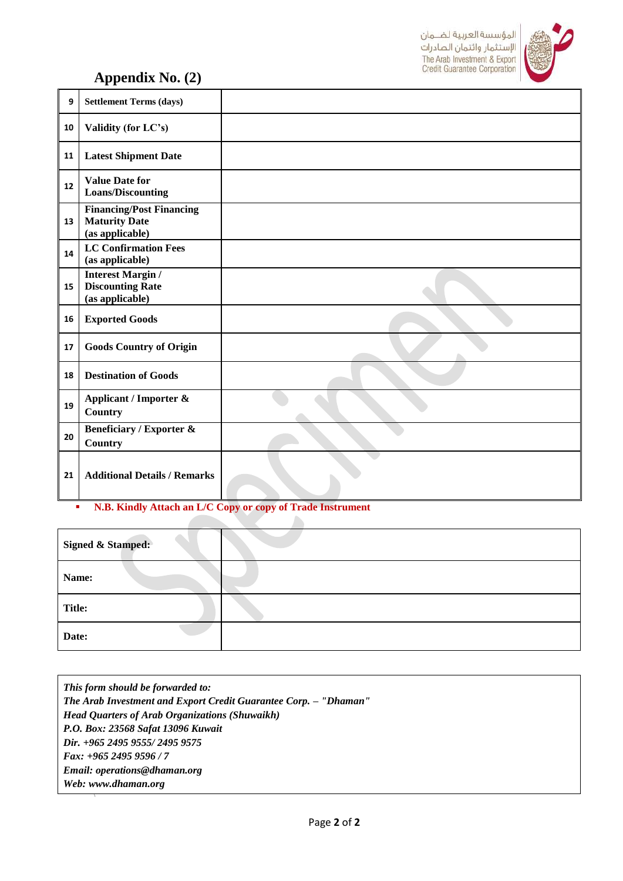## Appendix No. (2)

| | | |
|---|---|---|
| 9 | **Settlement Terms (days)** | |
| 10 | **Validity (for LC's)** | |
| 11 | **Latest Shipment Date** | |
| 12 | **Value Date for Loans/Discounting** | |
| 13 | **Financing/Post Financing Maturity Date (as applicable)** | |
| 14 | **LC Confirmation Fees (as applicable)** | |
| 15 | **Interest Margin / Discounting Rate (as applicable)** | |
| 16 | **Exported Goods** | |
| 17 | **Goods Country of Origin** | |
| 18 | **Destination of Goods** | |
| 19 | **Applicant / Importer & Country** | |
| 20 | **Beneficiary / Exporter & Country** | |
| 21 | **Additional Details / Remarks** | |

- **N.B. Kindly Attach an L/C Copy or copy of Trade Instrument**

| | |
|---|---|
| **Signed & Stamped:** | |
| **Name:** | |
| **Title:** | |
| **Date:** | |

***This form should be forwarded to:***
***The Arab Investment and Export Credit Guarantee Corp. – "Dhaman"***
***Head Quarters of Arab Organizations (Shuwaikh)***
***P.O. Box: 23568 Safat 13096 Kuwait***
***Dir. +965 2495 9555/ 2495 9575***
***Fax: +965 2495 9596 / 7***
***Email: operations@dhaman.org***
***Web: www.dhaman.org***